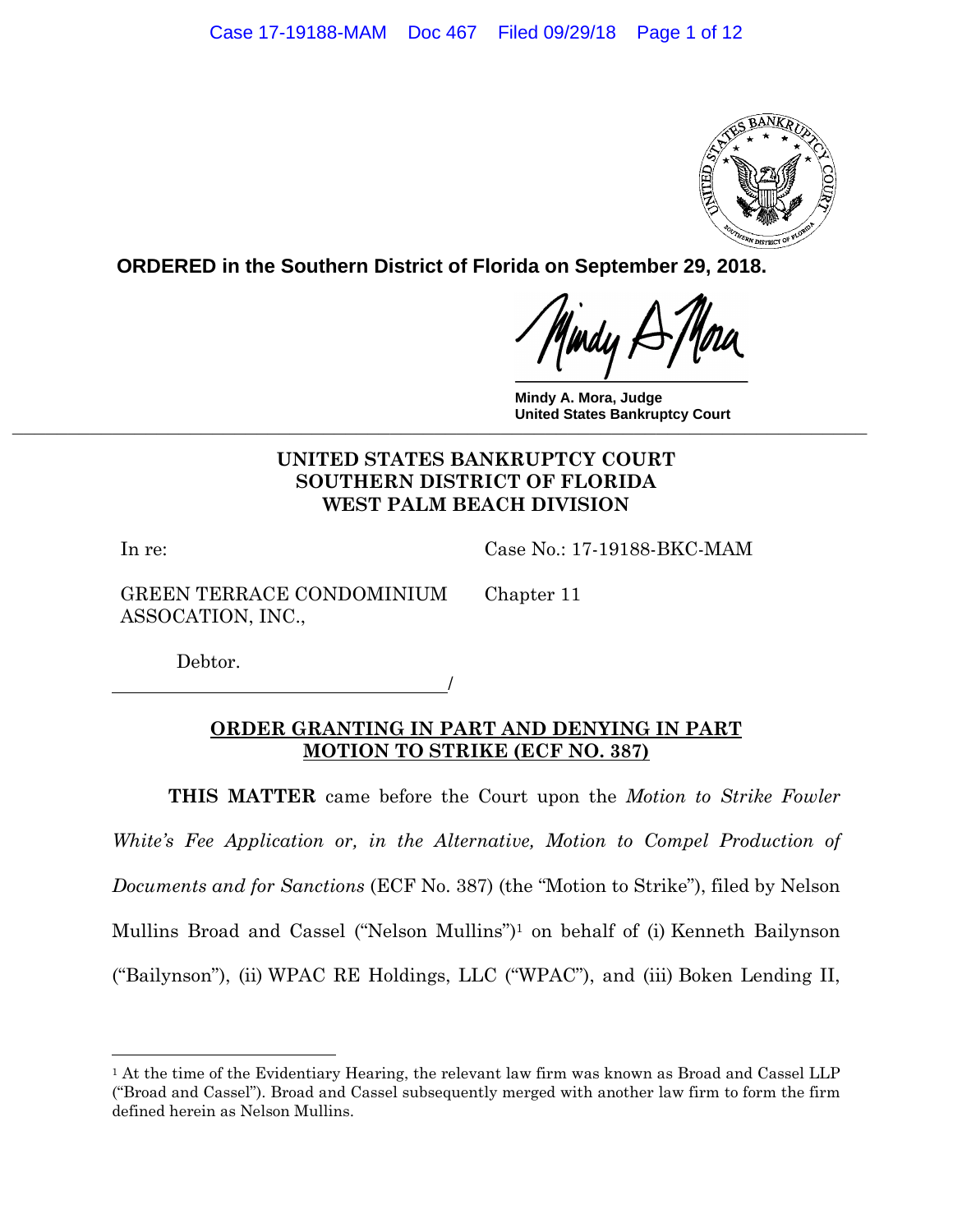**ORDERED in the Southern District of Florida on September 29, 2018.**

Mindy A. Mora, Judge
United States Bankruptcy Court

**UNITED STATES BANKRUPTCY COURT**
**SOUTHERN DISTRICT OF FLORIDA**
**WEST PALM BEACH DIVISION**

In re:

GREEN TERRACE CONDOMINIUM ASSOCATION, INC.,

Debtor.
_____________________________________/

Case No.: 17-19188-BKC-MAM

Chapter 11

## ORDER GRANTING IN PART AND DENYING IN PART MOTION TO STRIKE (ECF NO. 387)

**THIS MATTER** came before the Court upon the *Motion to Strike Fowler White's Fee Application or, in the Alternative, Motion to Compel Production of Documents and for Sanctions* (ECF No. 387) (the "Motion to Strike"), filed by Nelson Mullins Broad and Cassel ("Nelson Mullins")[1] on behalf of (i) Kenneth Bailynson ("Bailynson"), (ii) WPAC RE Holdings, LLC ("WPAC"), and (iii) Boken Lending II,

---

[1] At the time of the Evidentiary Hearing, the relevant law firm was known as Broad and Cassel LLP ("Broad and Cassel"). Broad and Cassel subsequently merged with another law firm to form the firm defined herein as Nelson Mullins.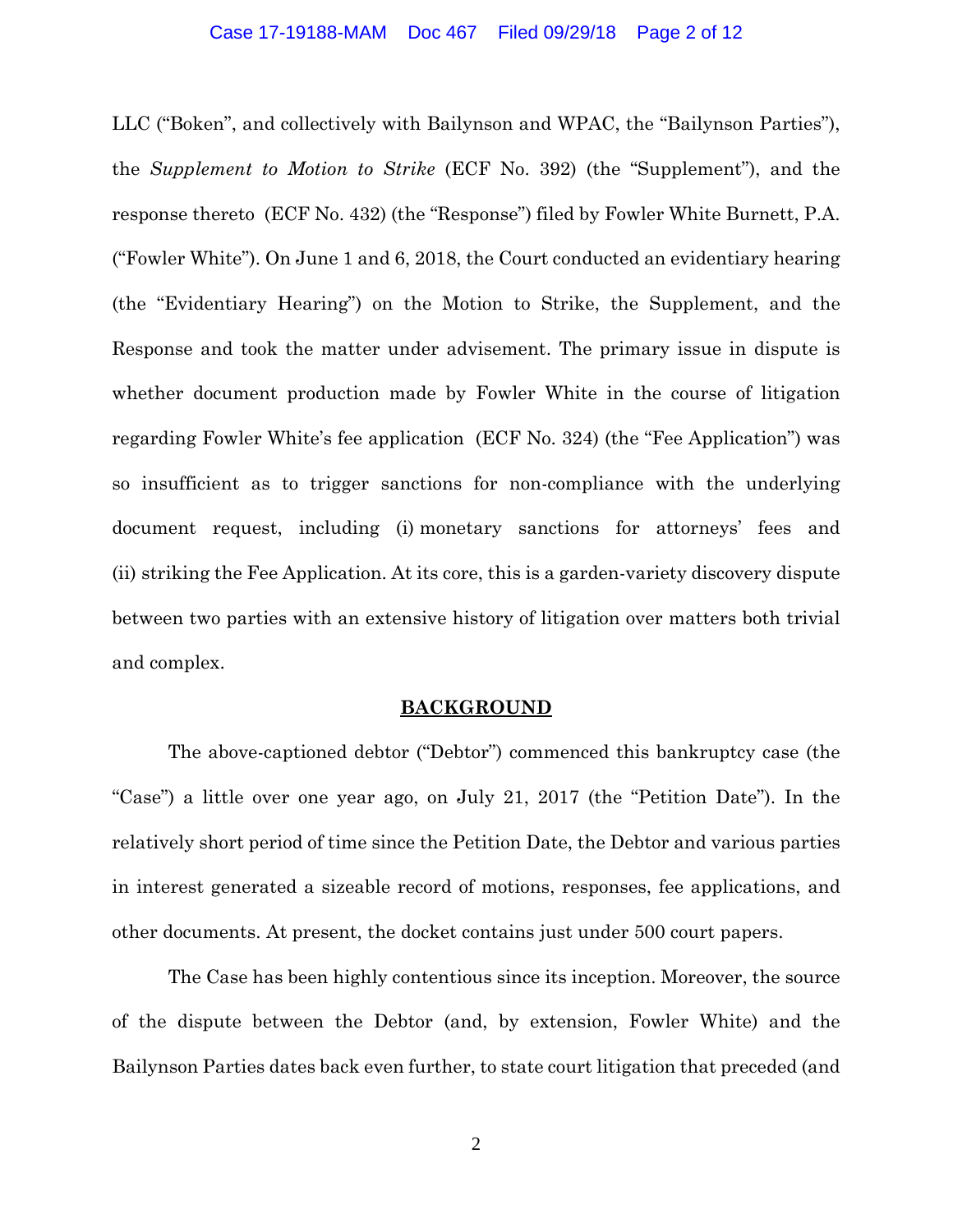LLC ("Boken", and collectively with Bailynson and WPAC, the "Bailynson Parties"), the *Supplement to Motion to Strike* (ECF No. 392) (the "Supplement"), and the response thereto (ECF No. 432) (the "Response") filed by Fowler White Burnett, P.A. ("Fowler White"). On June 1 and 6, 2018, the Court conducted an evidentiary hearing (the "Evidentiary Hearing") on the Motion to Strike, the Supplement, and the Response and took the matter under advisement. The primary issue in dispute is whether document production made by Fowler White in the course of litigation regarding Fowler White's fee application (ECF No. 324) (the "Fee Application") was so insufficient as to trigger sanctions for non-compliance with the underlying document request, including (i) monetary sanctions for attorneys' fees and (ii) striking the Fee Application. At its core, this is a garden-variety discovery dispute between two parties with an extensive history of litigation over matters both trivial and complex.

**BACKGROUND**

The above-captioned debtor ("Debtor") commenced this bankruptcy case (the "Case") a little over one year ago, on July 21, 2017 (the "Petition Date"). In the relatively short period of time since the Petition Date, the Debtor and various parties in interest generated a sizeable record of motions, responses, fee applications, and other documents. At present, the docket contains just under 500 court papers.

The Case has been highly contentious since its inception. Moreover, the source of the dispute between the Debtor (and, by extension, Fowler White) and the Bailynson Parties dates back even further, to state court litigation that preceded (and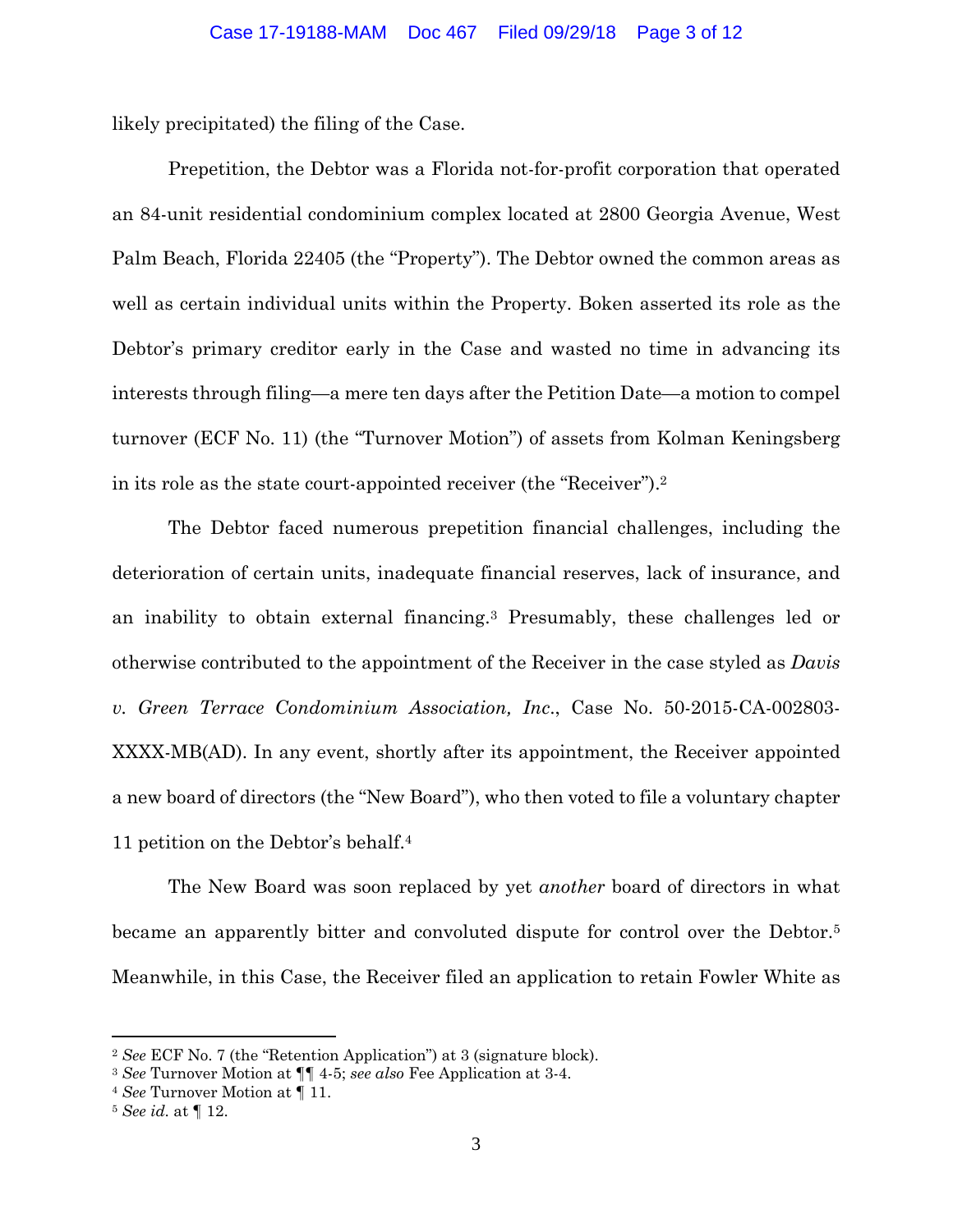likely precipitated) the filing of the Case.

Prepetition, the Debtor was a Florida not-for-profit corporation that operated an 84-unit residential condominium complex located at 2800 Georgia Avenue, West Palm Beach, Florida 22405 (the "Property"). The Debtor owned the common areas as well as certain individual units within the Property. Boken asserted its role as the Debtor's primary creditor early in the Case and wasted no time in advancing its interests through filing—a mere ten days after the Petition Date—a motion to compel turnover (ECF No. 11) (the "Turnover Motion") of assets from Kolman Keningsberg in its role as the state court-appointed receiver (the "Receiver").[2]

The Debtor faced numerous prepetition financial challenges, including the deterioration of certain units, inadequate financial reserves, lack of insurance, and an inability to obtain external financing.[3] Presumably, these challenges led or otherwise contributed to the appointment of the Receiver in the case styled as *Davis v. Green Terrace Condominium Association, Inc.*, Case No. 50-2015-CA-002803-XXXX-MB(AD). In any event, shortly after its appointment, the Receiver appointed a new board of directors (the "New Board"), who then voted to file a voluntary chapter 11 petition on the Debtor's behalf.[4]

The New Board was soon replaced by yet *another* board of directors in what became an apparently bitter and convoluted dispute for control over the Debtor.[5] Meanwhile, in this Case, the Receiver filed an application to retain Fowler White as

---

[2] *See* ECF No. 7 (the "Retention Application") at 3 (signature block).

[3] *See* Turnover Motion at ¶¶ 4-5; *see also* Fee Application at 3-4.

[4] *See* Turnover Motion at ¶ 11.

[5] *See id.* at ¶ 12.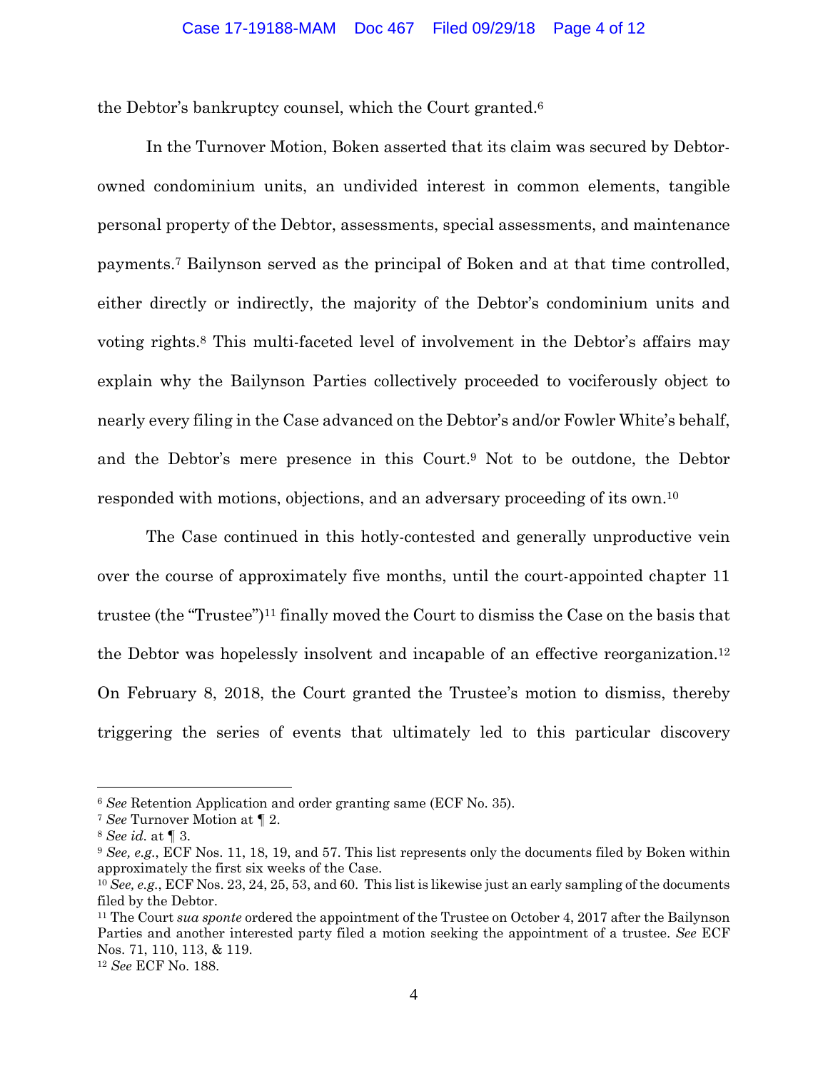the Debtor's bankruptcy counsel, which the Court granted.[6]

In the Turnover Motion, Boken asserted that its claim was secured by Debtor-owned condominium units, an undivided interest in common elements, tangible personal property of the Debtor, assessments, special assessments, and maintenance payments.[7] Bailynson served as the principal of Boken and at that time controlled, either directly or indirectly, the majority of the Debtor's condominium units and voting rights.[8] This multi-faceted level of involvement in the Debtor's affairs may explain why the Bailynson Parties collectively proceeded to vociferously object to nearly every filing in the Case advanced on the Debtor's and/or Fowler White's behalf, and the Debtor's mere presence in this Court.[9] Not to be outdone, the Debtor responded with motions, objections, and an adversary proceeding of its own.[10]

The Case continued in this hotly-contested and generally unproductive vein over the course of approximately five months, until the court-appointed chapter 11 trustee (the "Trustee")[11] finally moved the Court to dismiss the Case on the basis that the Debtor was hopelessly insolvent and incapable of an effective reorganization.[12] On February 8, 2018, the Court granted the Trustee's motion to dismiss, thereby triggering the series of events that ultimately led to this particular discovery

---

[6] *See* Retention Application and order granting same (ECF No. 35).

[7] *See* Turnover Motion at ¶ 2.

[8] *See id.* at ¶ 3.

[9] *See, e.g.*, ECF Nos. 11, 18, 19, and 57. This list represents only the documents filed by Boken within approximately the first six weeks of the Case.

[10] *See, e.g.*, ECF Nos. 23, 24, 25, 53, and 60. This list is likewise just an early sampling of the documents filed by the Debtor.

[11] The Court *sua sponte* ordered the appointment of the Trustee on October 4, 2017 after the Bailynson Parties and another interested party filed a motion seeking the appointment of a trustee. *See* ECF Nos. 71, 110, 113, & 119.

[12] *See* ECF No. 188.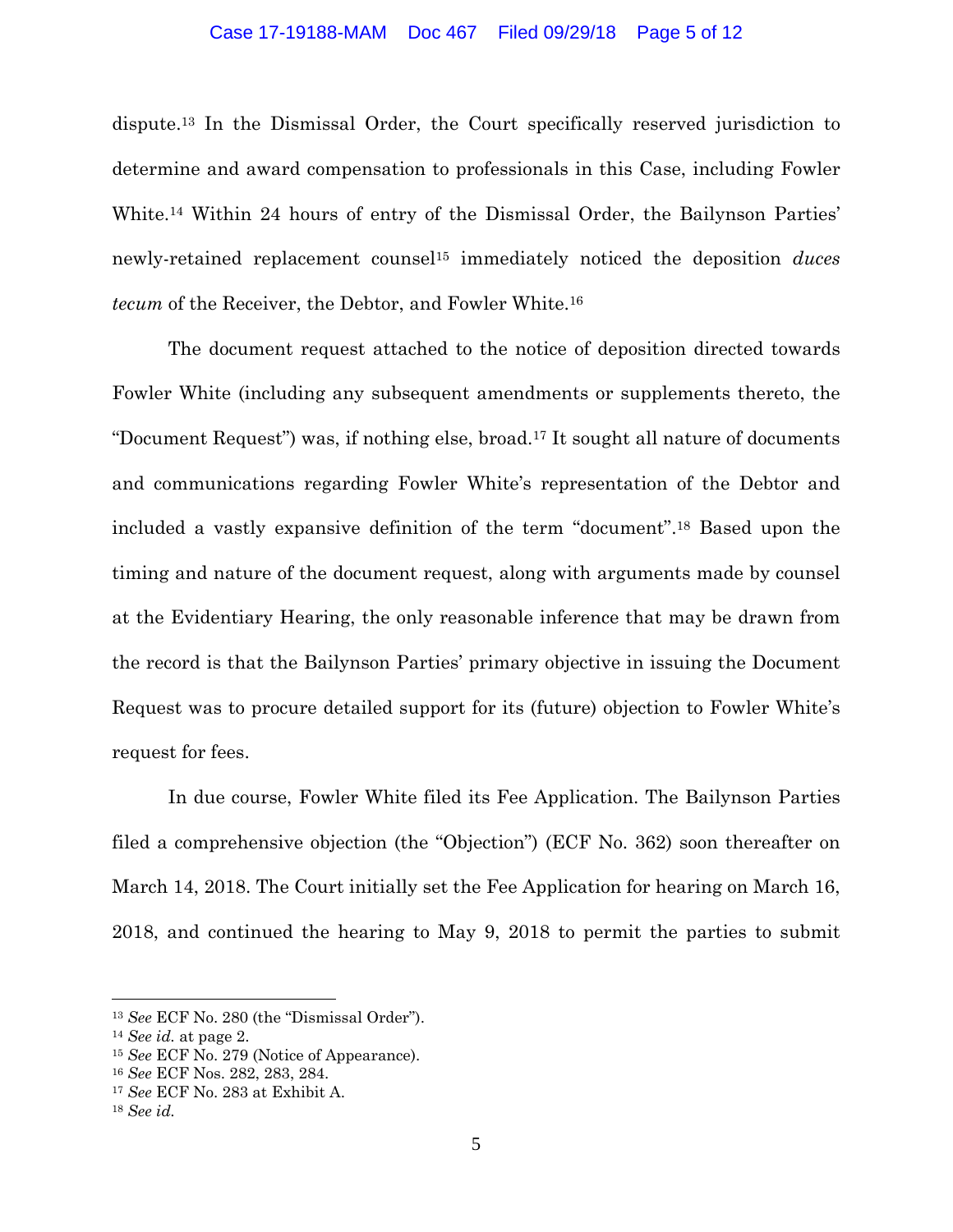dispute.[13] In the Dismissal Order, the Court specifically reserved jurisdiction to determine and award compensation to professionals in this Case, including Fowler White.[14] Within 24 hours of entry of the Dismissal Order, the Bailynson Parties' newly-retained replacement counsel[15] immediately noticed the deposition *duces tecum* of the Receiver, the Debtor, and Fowler White.[16]

The document request attached to the notice of deposition directed towards Fowler White (including any subsequent amendments or supplements thereto, the "Document Request") was, if nothing else, broad.[17] It sought all nature of documents and communications regarding Fowler White's representation of the Debtor and included a vastly expansive definition of the term "document".[18] Based upon the timing and nature of the document request, along with arguments made by counsel at the Evidentiary Hearing, the only reasonable inference that may be drawn from the record is that the Bailynson Parties' primary objective in issuing the Document Request was to procure detailed support for its (future) objection to Fowler White's request for fees.

In due course, Fowler White filed its Fee Application. The Bailynson Parties filed a comprehensive objection (the "Objection") (ECF No. 362) soon thereafter on March 14, 2018. The Court initially set the Fee Application for hearing on March 16, 2018, and continued the hearing to May 9, 2018 to permit the parties to submit

---

[13] *See* ECF No. 280 (the "Dismissal Order").

[14] *See id.* at page 2.

[15] *See* ECF No. 279 (Notice of Appearance).

[16] *See* ECF Nos. 282, 283, 284.

[17] *See* ECF No. 283 at Exhibit A.

[18] *See id.*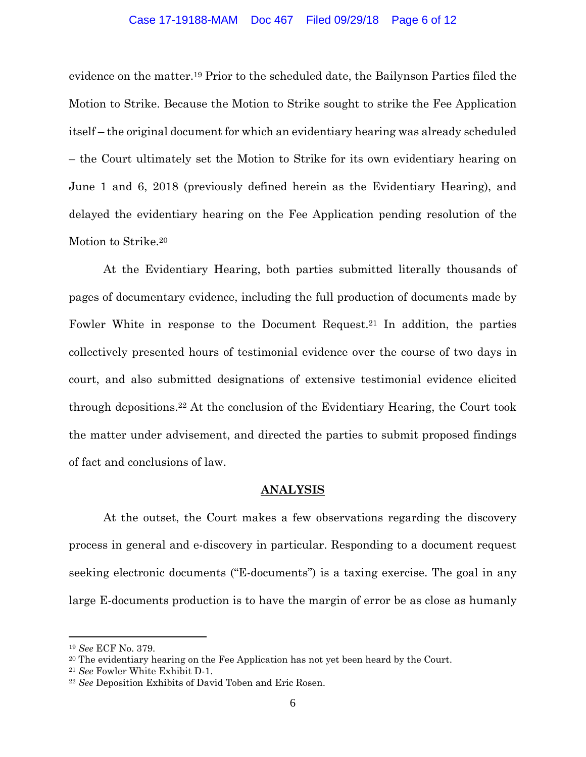evidence on the matter.[19] Prior to the scheduled date, the Bailynson Parties filed the Motion to Strike. Because the Motion to Strike sought to strike the Fee Application itself – the original document for which an evidentiary hearing was already scheduled – the Court ultimately set the Motion to Strike for its own evidentiary hearing on June 1 and 6, 2018 (previously defined herein as the Evidentiary Hearing), and delayed the evidentiary hearing on the Fee Application pending resolution of the Motion to Strike.[20]

At the Evidentiary Hearing, both parties submitted literally thousands of pages of documentary evidence, including the full production of documents made by Fowler White in response to the Document Request.[21] In addition, the parties collectively presented hours of testimonial evidence over the course of two days in court, and also submitted designations of extensive testimonial evidence elicited through depositions.[22] At the conclusion of the Evidentiary Hearing, the Court took the matter under advisement, and directed the parties to submit proposed findings of fact and conclusions of law.

## ANALYSIS

At the outset, the Court makes a few observations regarding the discovery process in general and e-discovery in particular. Responding to a document request seeking electronic documents ("E-documents") is a taxing exercise. The goal in any large E-documents production is to have the margin of error be as close as humanly

---

[19] *See* ECF No. 379.

[20] The evidentiary hearing on the Fee Application has not yet been heard by the Court.

[21] *See* Fowler White Exhibit D-1.

[22] *See* Deposition Exhibits of David Toben and Eric Rosen.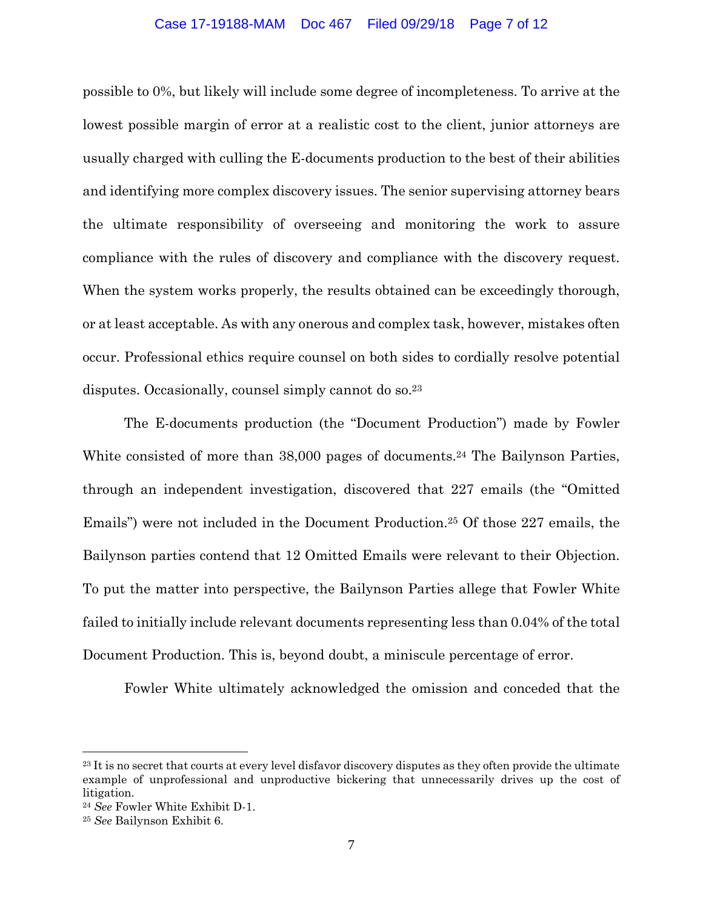possible to 0%, but likely will include some degree of incompleteness. To arrive at the lowest possible margin of error at a realistic cost to the client, junior attorneys are usually charged with culling the E-documents production to the best of their abilities and identifying more complex discovery issues. The senior supervising attorney bears the ultimate responsibility of overseeing and monitoring the work to assure compliance with the rules of discovery and compliance with the discovery request. When the system works properly, the results obtained can be exceedingly thorough, or at least acceptable. As with any onerous and complex task, however, mistakes often occur. Professional ethics require counsel on both sides to cordially resolve potential disputes. Occasionally, counsel simply cannot do so.[23]

The E-documents production (the "Document Production") made by Fowler White consisted of more than 38,000 pages of documents.[24] The Bailynson Parties, through an independent investigation, discovered that 227 emails (the "Omitted Emails") were not included in the Document Production.[25] Of those 227 emails, the Bailynson parties contend that 12 Omitted Emails were relevant to their Objection. To put the matter into perspective, the Bailynson Parties allege that Fowler White failed to initially include relevant documents representing less than 0.04% of the total Document Production. This is, beyond doubt, a miniscule percentage of error.

Fowler White ultimately acknowledged the omission and conceded that the

---

[23] It is no secret that courts at every level disfavor discovery disputes as they often provide the ultimate example of unprofessional and unproductive bickering that unnecessarily drives up the cost of litigation.

[24] *See* Fowler White Exhibit D-1.

[25] *See* Bailynson Exhibit 6.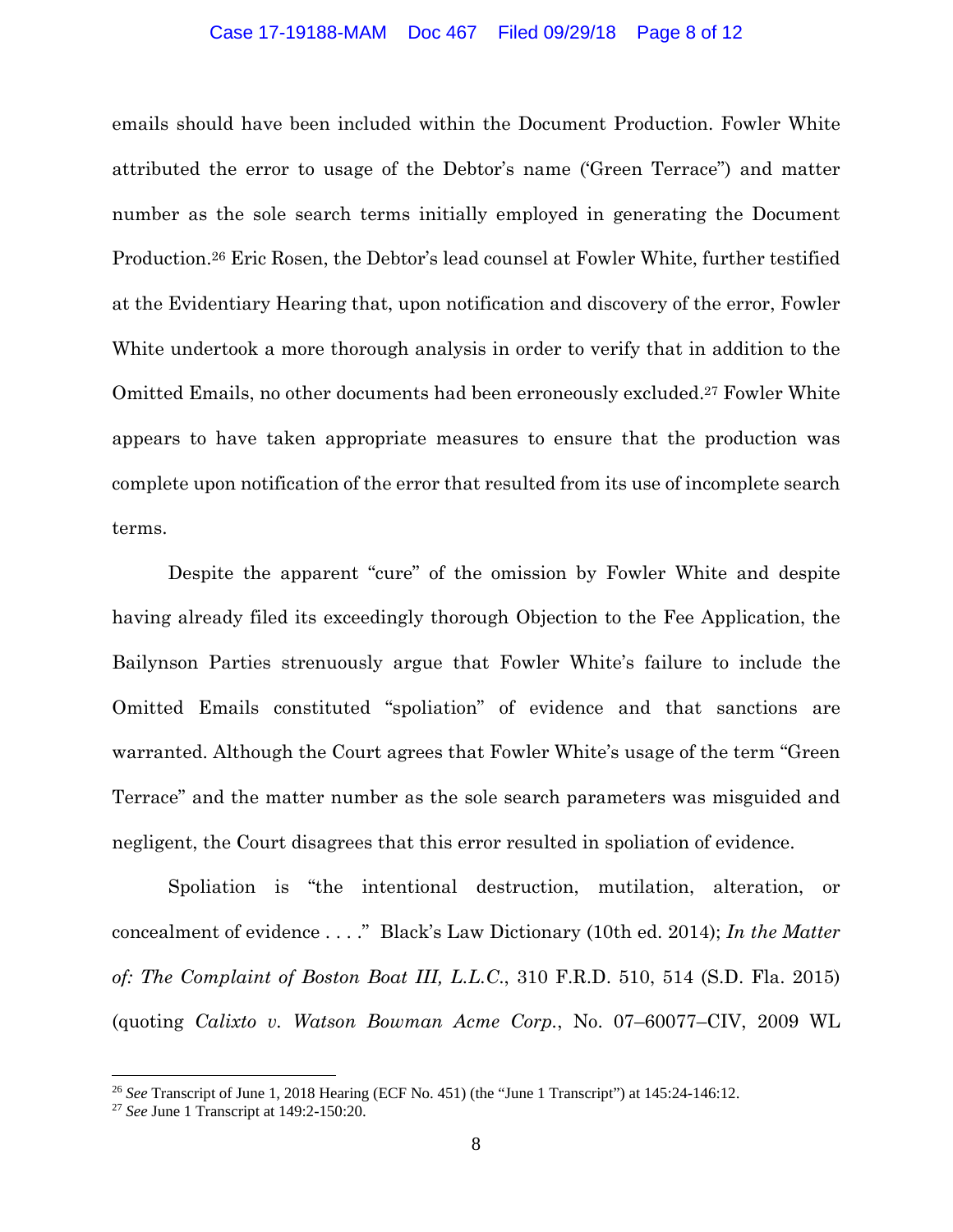emails should have been included within the Document Production. Fowler White attributed the error to usage of the Debtor's name ('Green Terrace") and matter number as the sole search terms initially employed in generating the Document Production.[26] Eric Rosen, the Debtor's lead counsel at Fowler White, further testified at the Evidentiary Hearing that, upon notification and discovery of the error, Fowler White undertook a more thorough analysis in order to verify that in addition to the Omitted Emails, no other documents had been erroneously excluded.[27] Fowler White appears to have taken appropriate measures to ensure that the production was complete upon notification of the error that resulted from its use of incomplete search terms.

Despite the apparent "cure" of the omission by Fowler White and despite having already filed its exceedingly thorough Objection to the Fee Application, the Bailynson Parties strenuously argue that Fowler White's failure to include the Omitted Emails constituted "spoliation" of evidence and that sanctions are warranted. Although the Court agrees that Fowler White's usage of the term "Green Terrace" and the matter number as the sole search parameters was misguided and negligent, the Court disagrees that this error resulted in spoliation of evidence.

Spoliation is "the intentional destruction, mutilation, alteration, or concealment of evidence . . . ." Black's Law Dictionary (10th ed. 2014); *In the Matter of: The Complaint of Boston Boat III, L.L.C.*, 310 F.R.D. 510, 514 (S.D. Fla. 2015) (quoting *Calixto v. Watson Bowman Acme Corp.*, No. 07–60077–CIV, 2009 WL

---

[26] *See* Transcript of June 1, 2018 Hearing (ECF No. 451) (the "June 1 Transcript") at 145:24-146:12.

[27] *See* June 1 Transcript at 149:2-150:20.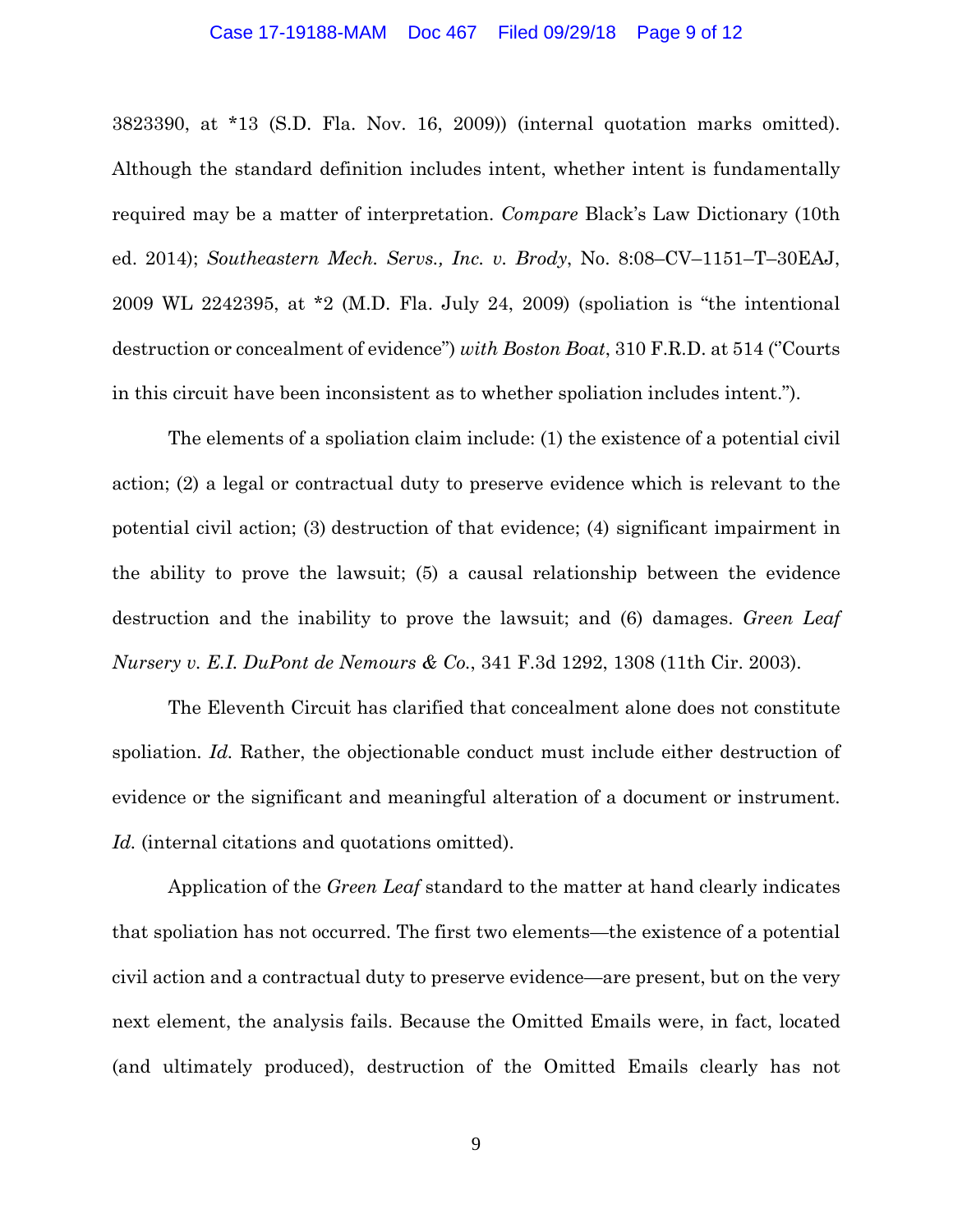3823390, at *13 (S.D. Fla. Nov. 16, 2009)) (internal quotation marks omitted). Although the standard definition includes intent, whether intent is fundamentally required may be a matter of interpretation. *Compare* Black's Law Dictionary (10th ed. 2014); *Southeastern Mech. Servs., Inc. v. Brody*, No. 8:08–CV–1151–T–30EAJ, 2009 WL 2242395, at *2 (M.D. Fla. July 24, 2009) (spoliation is "the intentional destruction or concealment of evidence") *with Boston Boat*, 310 F.R.D. at 514 ("Courts in this circuit have been inconsistent as to whether spoliation includes intent.").

The elements of a spoliation claim include: (1) the existence of a potential civil action; (2) a legal or contractual duty to preserve evidence which is relevant to the potential civil action; (3) destruction of that evidence; (4) significant impairment in the ability to prove the lawsuit; (5) a causal relationship between the evidence destruction and the inability to prove the lawsuit; and (6) damages. *Green Leaf Nursery v. E.I. DuPont de Nemours & Co.*, 341 F.3d 1292, 1308 (11th Cir. 2003).

The Eleventh Circuit has clarified that concealment alone does not constitute spoliation. *Id.* Rather, the objectionable conduct must include either destruction of evidence or the significant and meaningful alteration of a document or instrument. *Id.* (internal citations and quotations omitted).

Application of the *Green Leaf* standard to the matter at hand clearly indicates that spoliation has not occurred. The first two elements—the existence of a potential civil action and a contractual duty to preserve evidence—are present, but on the very next element, the analysis fails. Because the Omitted Emails were, in fact, located (and ultimately produced), destruction of the Omitted Emails clearly has not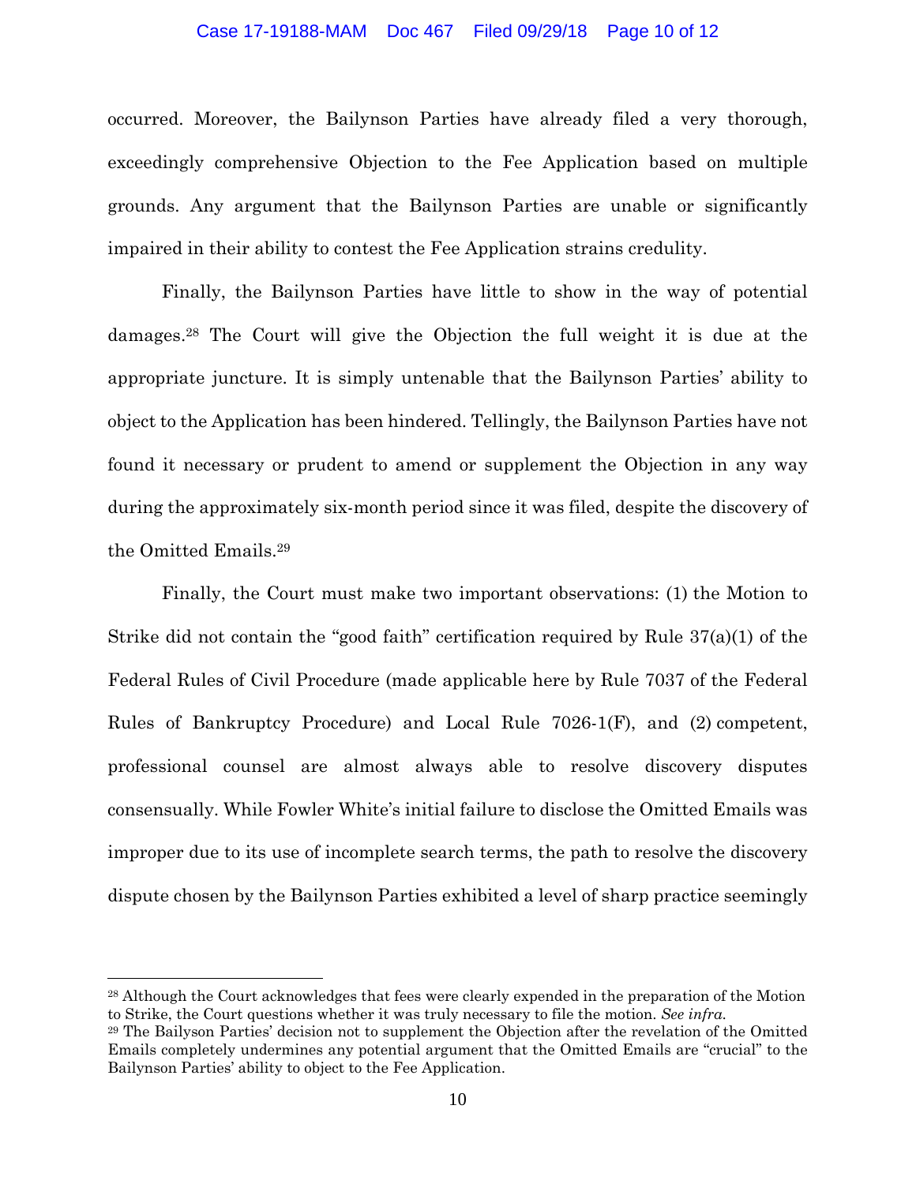occurred. Moreover, the Bailynson Parties have already filed a very thorough, exceedingly comprehensive Objection to the Fee Application based on multiple grounds. Any argument that the Bailynson Parties are unable or significantly impaired in their ability to contest the Fee Application strains credulity.

Finally, the Bailynson Parties have little to show in the way of potential damages.[28] The Court will give the Objection the full weight it is due at the appropriate juncture. It is simply untenable that the Bailynson Parties' ability to object to the Application has been hindered. Tellingly, the Bailynson Parties have not found it necessary or prudent to amend or supplement the Objection in any way during the approximately six-month period since it was filed, despite the discovery of the Omitted Emails.[29]

Finally, the Court must make two important observations: (1) the Motion to Strike did not contain the "good faith" certification required by Rule 37(a)(1) of the Federal Rules of Civil Procedure (made applicable here by Rule 7037 of the Federal Rules of Bankruptcy Procedure) and Local Rule 7026-1(F), and (2) competent, professional counsel are almost always able to resolve discovery disputes consensually. While Fowler White's initial failure to disclose the Omitted Emails was improper due to its use of incomplete search terms, the path to resolve the discovery dispute chosen by the Bailynson Parties exhibited a level of sharp practice seemingly

---

[28] Although the Court acknowledges that fees were clearly expended in the preparation of the Motion to Strike, the Court questions whether it was truly necessary to file the motion. *See infra.*

[29] The Bailyson Parties' decision not to supplement the Objection after the revelation of the Omitted Emails completely undermines any potential argument that the Omitted Emails are "crucial" to the Bailynson Parties' ability to object to the Fee Application.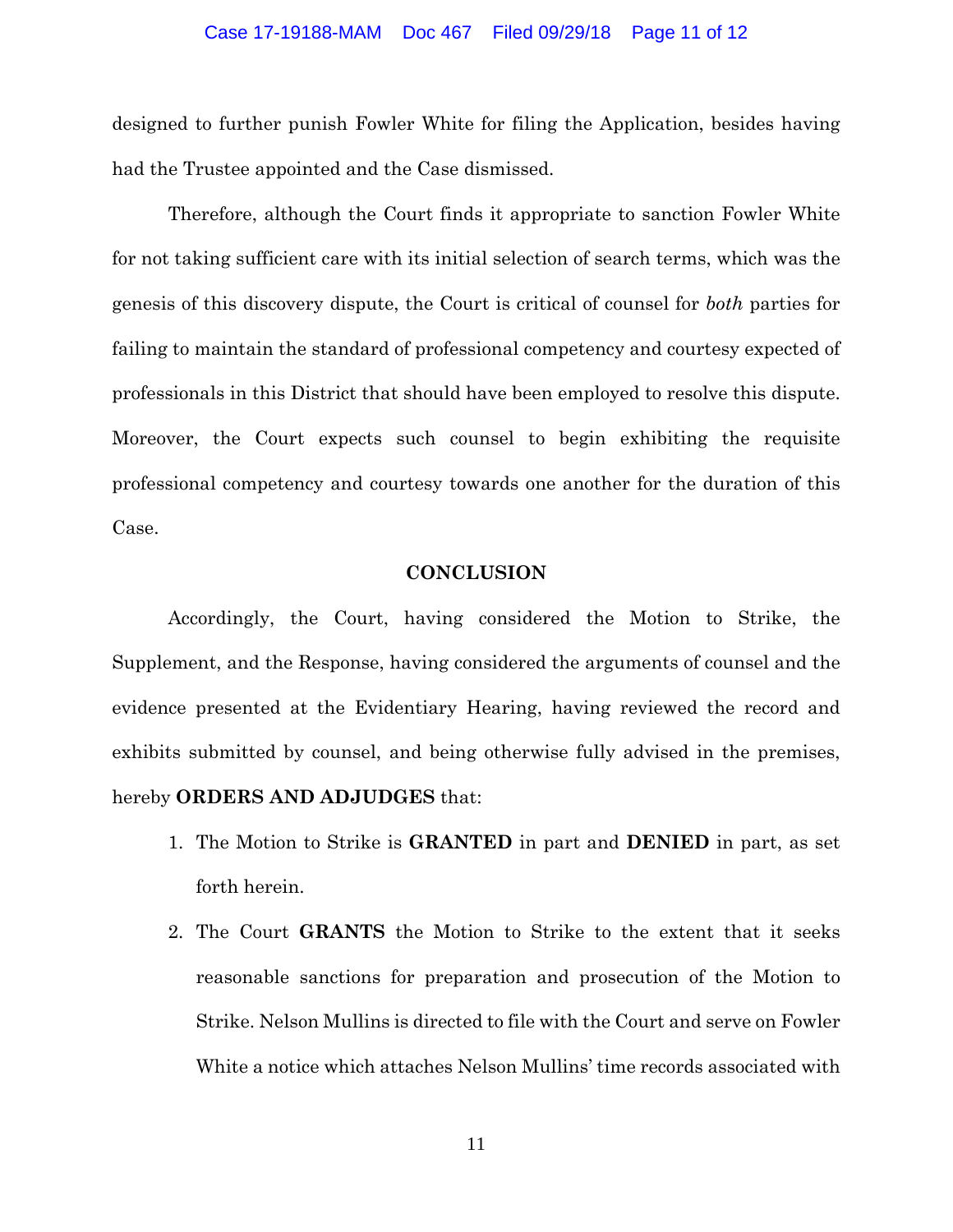designed to further punish Fowler White for filing the Application, besides having had the Trustee appointed and the Case dismissed.

Therefore, although the Court finds it appropriate to sanction Fowler White for not taking sufficient care with its initial selection of search terms, which was the genesis of this discovery dispute, the Court is critical of counsel for *both* parties for failing to maintain the standard of professional competency and courtesy expected of professionals in this District that should have been employed to resolve this dispute. Moreover, the Court expects such counsel to begin exhibiting the requisite professional competency and courtesy towards one another for the duration of this Case.

## CONCLUSION

Accordingly, the Court, having considered the Motion to Strike, the Supplement, and the Response, having considered the arguments of counsel and the evidence presented at the Evidentiary Hearing, having reviewed the record and exhibits submitted by counsel, and being otherwise fully advised in the premises, hereby **ORDERS AND ADJUDGES** that:

1. The Motion to Strike is **GRANTED** in part and **DENIED** in part, as set forth herein.
2. The Court **GRANTS** the Motion to Strike to the extent that it seeks reasonable sanctions for preparation and prosecution of the Motion to Strike. Nelson Mullins is directed to file with the Court and serve on Fowler White a notice which attaches Nelson Mullins' time records associated with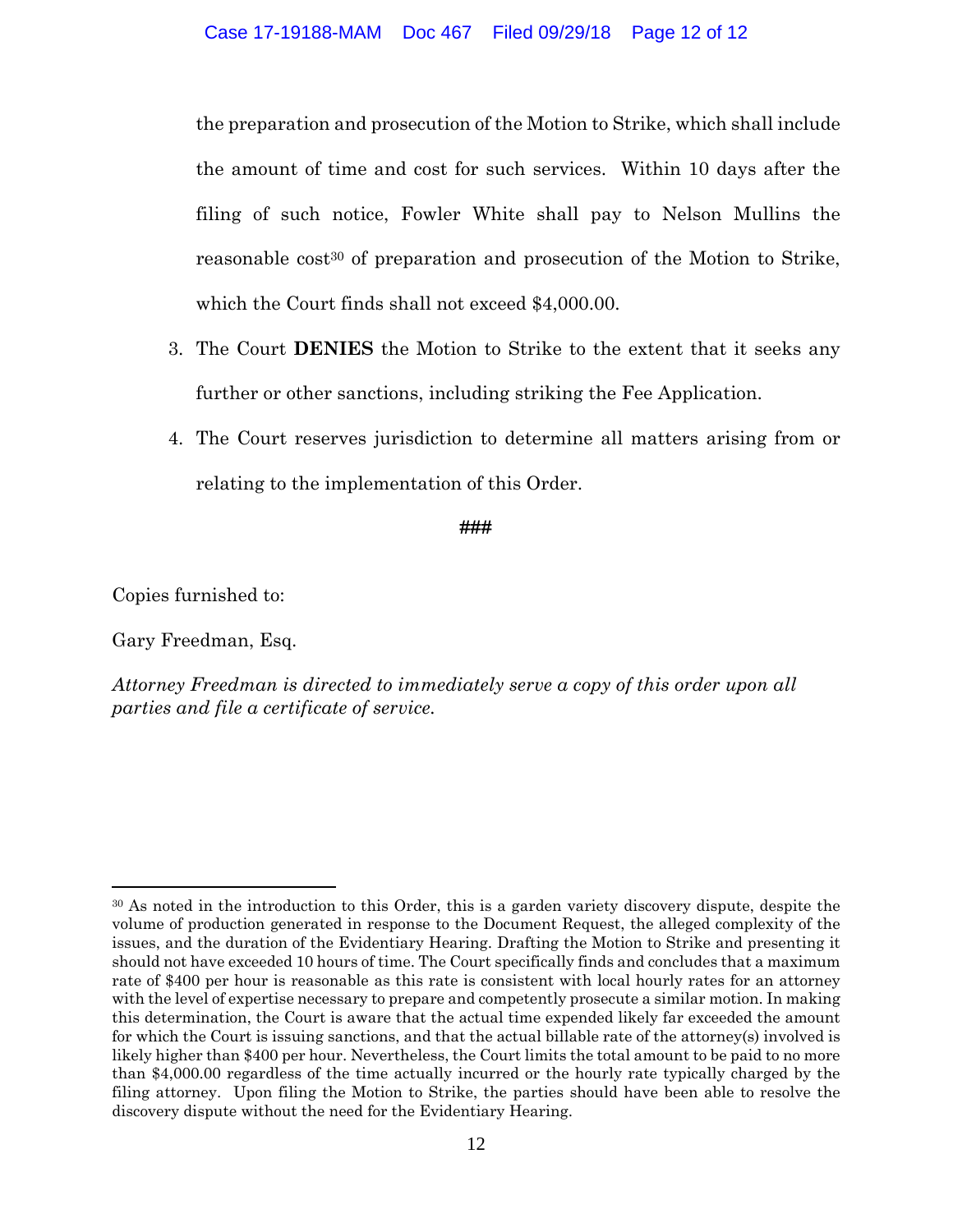the preparation and prosecution of the Motion to Strike, which shall include the amount of time and cost for such services. Within 10 days after the filing of such notice, Fowler White shall pay to Nelson Mullins the reasonable cost[30] of preparation and prosecution of the Motion to Strike, which the Court finds shall not exceed $4,000.00.

3. The Court **DENIES** the Motion to Strike to the extent that it seeks any further or other sanctions, including striking the Fee Application.

4. The Court reserves jurisdiction to determine all matters arising from or relating to the implementation of this Order.

**###**

Copies furnished to:

Gary Freedman, Esq.

*Attorney Freedman is directed to immediately serve a copy of this order upon all parties and file a certificate of service.*

---

[30] As noted in the introduction to this Order, this is a garden variety discovery dispute, despite the volume of production generated in response to the Document Request, the alleged complexity of the issues, and the duration of the Evidentiary Hearing. Drafting the Motion to Strike and presenting it should not have exceeded 10 hours of time. The Court specifically finds and concludes that a maximum rate of $400 per hour is reasonable as this rate is consistent with local hourly rates for an attorney with the level of expertise necessary to prepare and competently prosecute a similar motion. In making this determination, the Court is aware that the actual time expended likely far exceeded the amount for which the Court is issuing sanctions, and that the actual billable rate of the attorney(s) involved is likely higher than $400 per hour. Nevertheless, the Court limits the total amount to be paid to no more than $4,000.00 regardless of the time actually incurred or the hourly rate typically charged by the filing attorney. Upon filing the Motion to Strike, the parties should have been able to resolve the discovery dispute without the need for the Evidentiary Hearing.